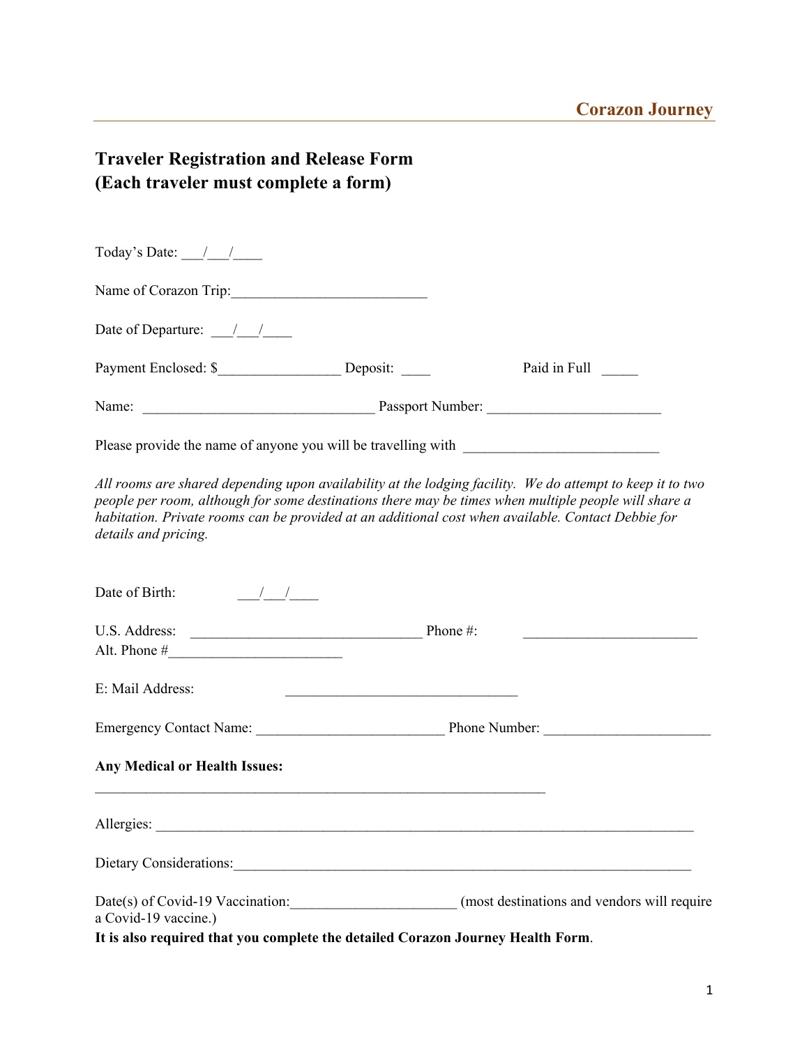Corazon Journey

## Traveler Registration and Release Form
## (Each traveler must complete a form)

Today's Date: ___/___/____

Name of Corazon Trip:___________________________

Date of Departure: ___/___/____

Payment Enclosed: $_________________ Deposit: ____ Paid in Full _____

Name: ________________________________ Passport Number: ________________________

Please provide the name of anyone you will be travelling with ___________________________

*All rooms are shared depending upon availability at the lodging facility. We do attempt to keep it to two people per room, although for some destinations there may be times when multiple people will share a habitation. Private rooms can be provided at an additional cost when available. Contact Debbie for details and pricing.*

Date of Birth: ___/___/____

U.S. Address: ________________________________ Phone #: ________________________
Alt. Phone #________________________

E: Mail Address: ________________________________

Emergency Contact Name: __________________________ Phone Number: ______________________

**Any Medical or Health Issues:**

______________________________________________________________

Allergies: ___________________________________________________________________________

Dietary Considerations:_______________________________________________________________

Date(s) of Covid-19 Vaccination:______________________ (most destinations and vendors will require a Covid-19 vaccine.)

**It is also required that you complete the detailed Corazon Journey Health Form**.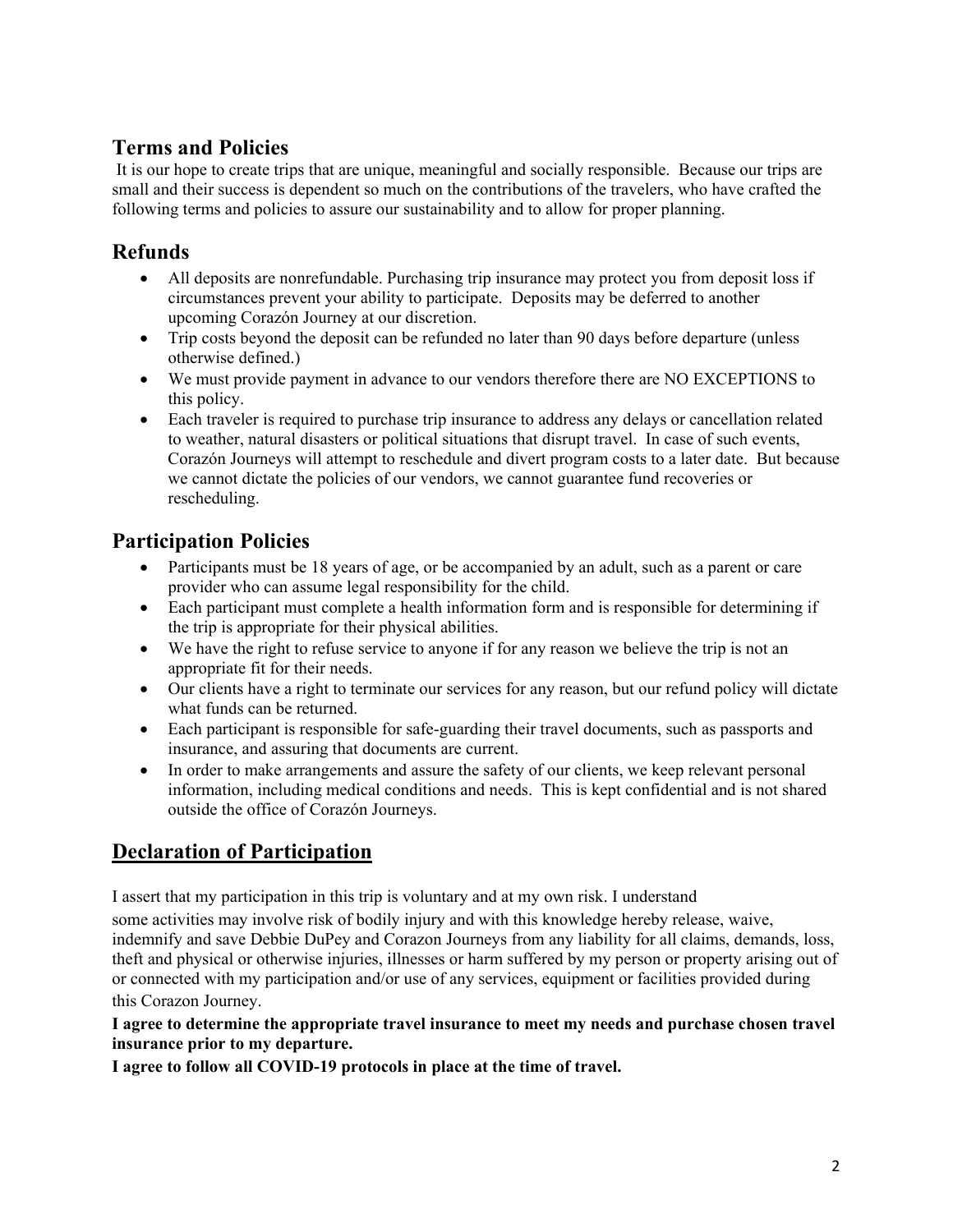## Terms and Policies

It is our hope to create trips that are unique, meaningful and socially responsible. Because our trips are small and their success is dependent so much on the contributions of the travelers, who have crafted the following terms and policies to assure our sustainability and to allow for proper planning.

## Refunds

- All deposits are nonrefundable. Purchasing trip insurance may protect you from deposit loss if circumstances prevent your ability to participate. Deposits may be deferred to another upcoming Corazón Journey at our discretion.
- Trip costs beyond the deposit can be refunded no later than 90 days before departure (unless otherwise defined.)
- We must provide payment in advance to our vendors therefore there are NO EXCEPTIONS to this policy.
- Each traveler is required to purchase trip insurance to address any delays or cancellation related to weather, natural disasters or political situations that disrupt travel. In case of such events, Corazón Journeys will attempt to reschedule and divert program costs to a later date. But because we cannot dictate the policies of our vendors, we cannot guarantee fund recoveries or rescheduling.

## Participation Policies

- Participants must be 18 years of age, or be accompanied by an adult, such as a parent or care provider who can assume legal responsibility for the child.
- Each participant must complete a health information form and is responsible for determining if the trip is appropriate for their physical abilities.
- We have the right to refuse service to anyone if for any reason we believe the trip is not an appropriate fit for their needs.
- Our clients have a right to terminate our services for any reason, but our refund policy will dictate what funds can be returned.
- Each participant is responsible for safe-guarding their travel documents, such as passports and insurance, and assuring that documents are current.
- In order to make arrangements and assure the safety of our clients, we keep relevant personal information, including medical conditions and needs. This is kept confidential and is not shared outside the office of Corazón Journeys.

## Declaration of Participation

I assert that my participation in this trip is voluntary and at my own risk. I understand some activities may involve risk of bodily injury and with this knowledge hereby release, waive, indemnify and save Debbie DuPey and Corazon Journeys from any liability for all claims, demands, loss, theft and physical or otherwise injuries, illnesses or harm suffered by my person or property arising out of or connected with my participation and/or use of any services, equipment or facilities provided during this Corazon Journey.

**I agree to determine the appropriate travel insurance to meet my needs and purchase chosen travel insurance prior to my departure.**

**I agree to follow all COVID-19 protocols in place at the time of travel.**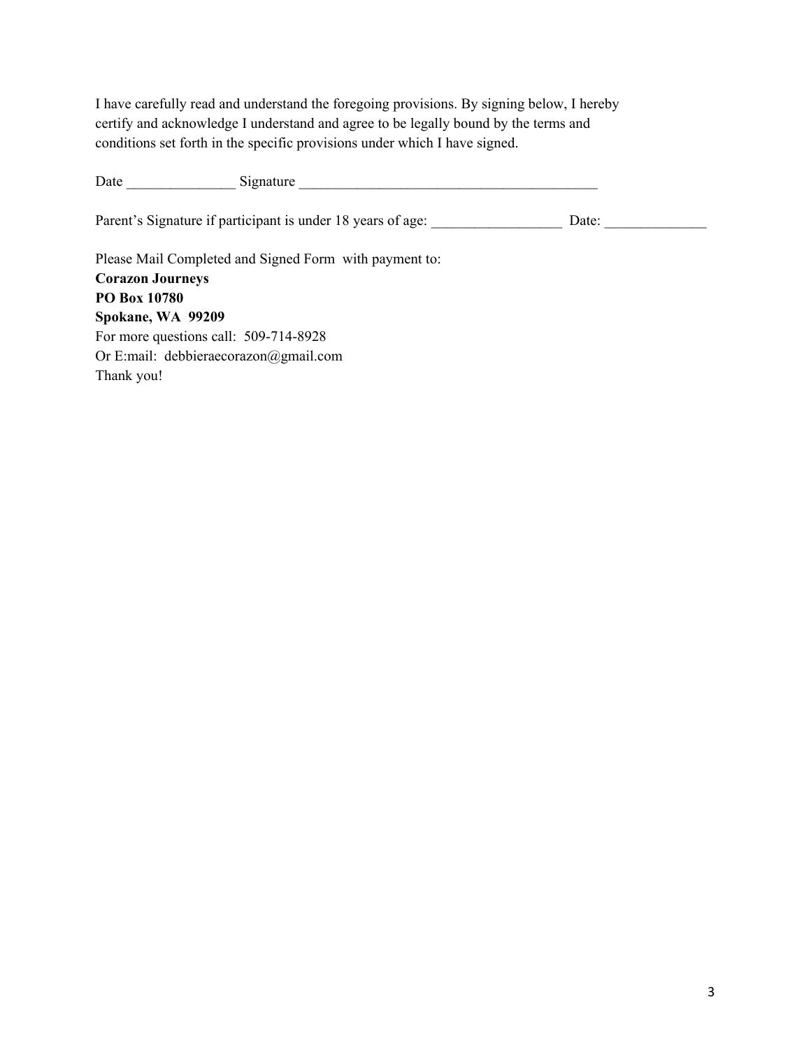I have carefully read and understand the foregoing provisions. By signing below, I hereby certify and acknowledge I understand and agree to be legally bound by the terms and conditions set forth in the specific provisions under which I have signed.

Date _______________ Signature __________________________________________

Parent's Signature if participant is under 18 years of age: __________________ Date: ______________

Please Mail Completed and Signed Form with payment to:
**Corazon Journeys**
**PO Box 10780**
**Spokane, WA 99209**
For more questions call: 509-714-8928
Or E:mail: debbieraecorazon@gmail.com
Thank you!